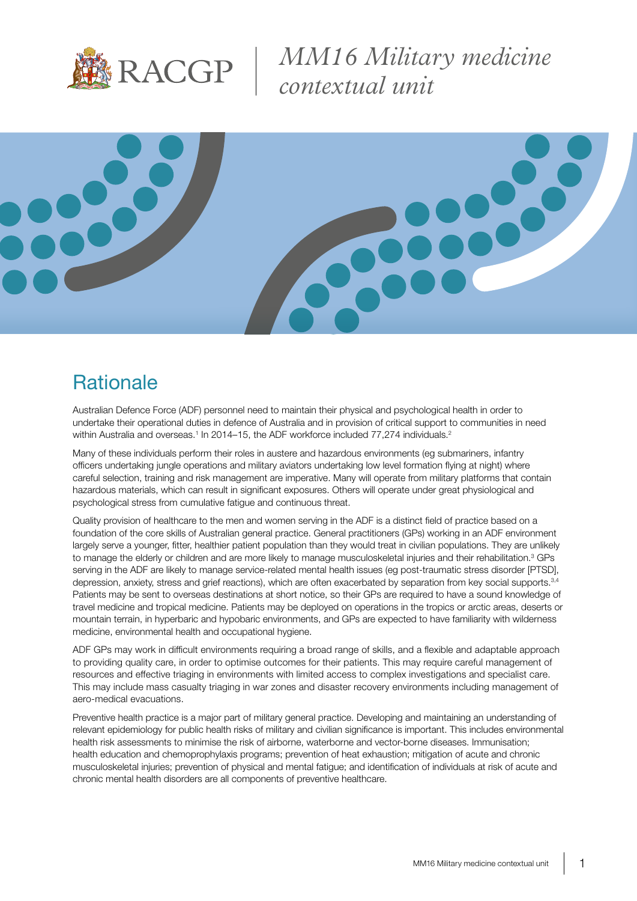# MM16 Military medicine contextual unit

## Rationale

Australian Defence Force (ADF) personnel need to maintain their physical and psychological health in order to undertake their operational duties in defence of Australia and in provision of critical support to communities in need within Australia and overseas.[1] In 2014–15, the ADF workforce included 77,274 individuals.[2]

Many of these individuals perform their roles in austere and hazardous environments (eg submariners, infantry officers undertaking jungle operations and military aviators undertaking low level formation flying at night) where careful selection, training and risk management are imperative. Many will operate from military platforms that contain hazardous materials, which can result in significant exposures. Others will operate under great physiological and psychological stress from cumulative fatigue and continuous threat.

Quality provision of healthcare to the men and women serving in the ADF is a distinct field of practice based on a foundation of the core skills of Australian general practice. General practitioners (GPs) working in an ADF environment largely serve a younger, fitter, healthier patient population than they would treat in civilian populations. They are unlikely to manage the elderly or children and are more likely to manage musculoskeletal injuries and their rehabilitation.[3] GPs serving in the ADF are likely to manage service-related mental health issues (eg post-traumatic stress disorder [PTSD], depression, anxiety, stress and grief reactions), which are often exacerbated by separation from key social supports.[3,4] Patients may be sent to overseas destinations at short notice, so their GPs are required to have a sound knowledge of travel medicine and tropical medicine. Patients may be deployed on operations in the tropics or arctic areas, deserts or mountain terrain, in hyperbaric and hypobaric environments, and GPs are expected to have familiarity with wilderness medicine, environmental health and occupational hygiene.

ADF GPs may work in difficult environments requiring a broad range of skills, and a flexible and adaptable approach to providing quality care, in order to optimise outcomes for their patients. This may require careful management of resources and effective triaging in environments with limited access to complex investigations and specialist care. This may include mass casualty triaging in war zones and disaster recovery environments including management of aero-medical evacuations.

Preventive health practice is a major part of military general practice. Developing and maintaining an understanding of relevant epidemiology for public health risks of military and civilian significance is important. This includes environmental health risk assessments to minimise the risk of airborne, waterborne and vector-borne diseases. Immunisation; health education and chemoprophylaxis programs; prevention of heat exhaustion; mitigation of acute and chronic musculoskeletal injuries; prevention of physical and mental fatigue; and identification of individuals at risk of acute and chronic mental health disorders are all components of preventive healthcare.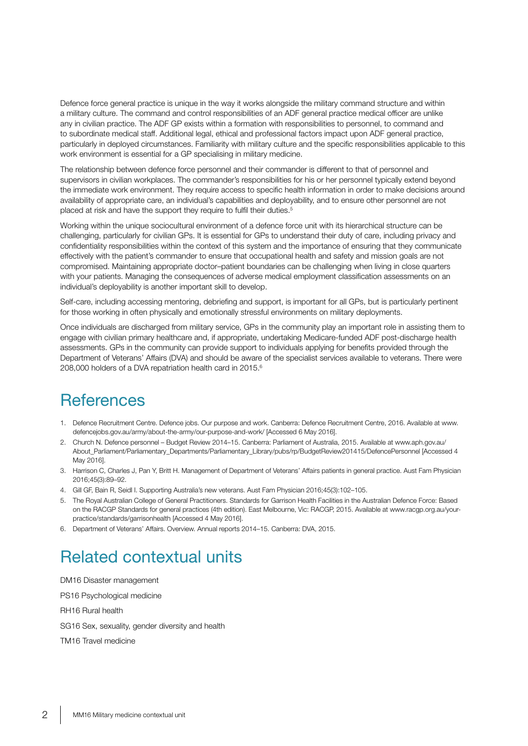Defence force general practice is unique in the way it works alongside the military command structure and within a military culture. The command and control responsibilities of an ADF general practice medical officer are unlike any in civilian practice. The ADF GP exists within a formation with responsibilities to personnel, to command and to subordinate medical staff. Additional legal, ethical and professional factors impact upon ADF general practice, particularly in deployed circumstances. Familiarity with military culture and the specific responsibilities applicable to this work environment is essential for a GP specialising in military medicine.

The relationship between defence force personnel and their commander is different to that of personnel and supervisors in civilian workplaces. The commander's responsibilities for his or her personnel typically extend beyond the immediate work environment. They require access to specific health information in order to make decisions around availability of appropriate care, an individual's capabilities and deployability, and to ensure other personnel are not placed at risk and have the support they require to fulfil their duties.[5]

Working within the unique sociocultural environment of a defence force unit with its hierarchical structure can be challenging, particularly for civilian GPs. It is essential for GPs to understand their duty of care, including privacy and confidentiality responsibilities within the context of this system and the importance of ensuring that they communicate effectively with the patient's commander to ensure that occupational health and safety and mission goals are not compromised. Maintaining appropriate doctor–patient boundaries can be challenging when living in close quarters with your patients. Managing the consequences of adverse medical employment classification assessments on an individual's deployability is another important skill to develop.

Self-care, including accessing mentoring, debriefing and support, is important for all GPs, but is particularly pertinent for those working in often physically and emotionally stressful environments on military deployments.

Once individuals are discharged from military service, GPs in the community play an important role in assisting them to engage with civilian primary healthcare and, if appropriate, undertaking Medicare-funded ADF post-discharge health assessments. GPs in the community can provide support to individuals applying for benefits provided through the Department of Veterans' Affairs (DVA) and should be aware of the specialist services available to veterans. There were 208,000 holders of a DVA repatriation health card in 2015.[6]

# References

1. Defence Recruitment Centre. Defence jobs. Our purpose and work. Canberra: Defence Recruitment Centre, 2016. Available at www.defencejobs.gov.au/army/about-the-army/our-purpose-and-work/ [Accessed 6 May 2016].
2. Church N. Defence personnel – Budget Review 2014–15. Canberra: Parliament of Australia, 2015. Available at www.aph.gov.au/About_Parliament/Parliamentary_Departments/Parliamentary_Library/pubs/rp/BudgetReview201415/DefencePersonnel [Accessed 4 May 2016].
3. Harrison C, Charles J, Pan Y, Britt H. Management of Department of Veterans' Affairs patients in general practice. Aust Fam Physician 2016;45(3):89–92.
4. Gill GF, Bain R, Seidl I. Supporting Australia's new veterans. Aust Fam Physician 2016;45(3):102–105.
5. The Royal Australian College of General Practitioners. Standards for Garrison Health Facilities in the Australian Defence Force: Based on the RACGP Standards for general practices (4th edition). East Melbourne, Vic: RACGP, 2015. Available at www.racgp.org.au/your-practice/standards/garrisonhealth [Accessed 4 May 2016].
6. Department of Veterans' Affairs. Overview. Annual reports 2014–15. Canberra: DVA, 2015.

# Related contextual units

DM16 Disaster management

PS16 Psychological medicine

RH16 Rural health

SG16 Sex, sexuality, gender diversity and health

TM16 Travel medicine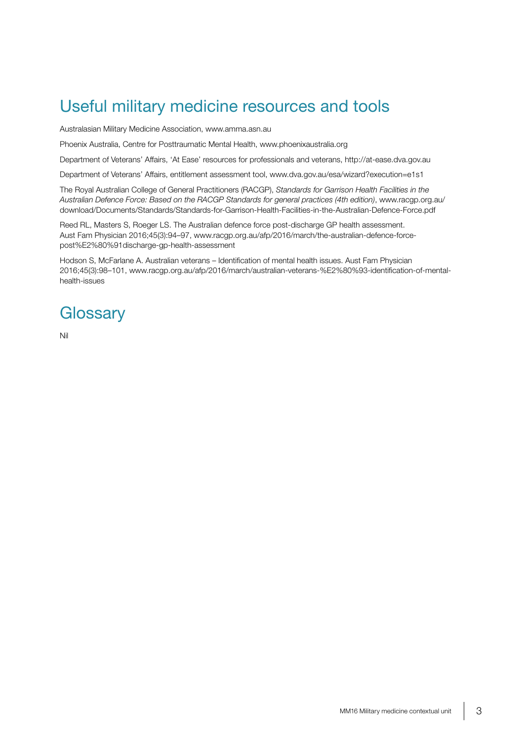## Useful military medicine resources and tools

Australasian Military Medicine Association, www.amma.asn.au

Phoenix Australia, Centre for Posttraumatic Mental Health, www.phoenixaustralia.org

Department of Veterans' Affairs, 'At Ease' resources for professionals and veterans, http://at-ease.dva.gov.au

Department of Veterans' Affairs, entitlement assessment tool, www.dva.gov.au/esa/wizard?execution=e1s1

The Royal Australian College of General Practitioners (RACGP), *Standards for Garrison Health Facilities in the Australian Defence Force: Based on the RACGP Standards for general practices (4th edition)*, www.racgp.org.au/download/Documents/Standards/Standards-for-Garrison-Health-Facilities-in-the-Australian-Defence-Force.pdf

Reed RL, Masters S, Roeger LS. The Australian defence force post-discharge GP health assessment. Aust Fam Physician 2016;45(3):94–97, www.racgp.org.au/afp/2016/march/the-australian-defence-force-post%E2%80%91discharge-gp-health-assessment

Hodson S, McFarlane A. Australian veterans – Identification of mental health issues. Aust Fam Physician 2016;45(3):98–101, www.racgp.org.au/afp/2016/march/australian-veterans-%E2%80%93-identification-of-mental-health-issues

## Glossary

Nil